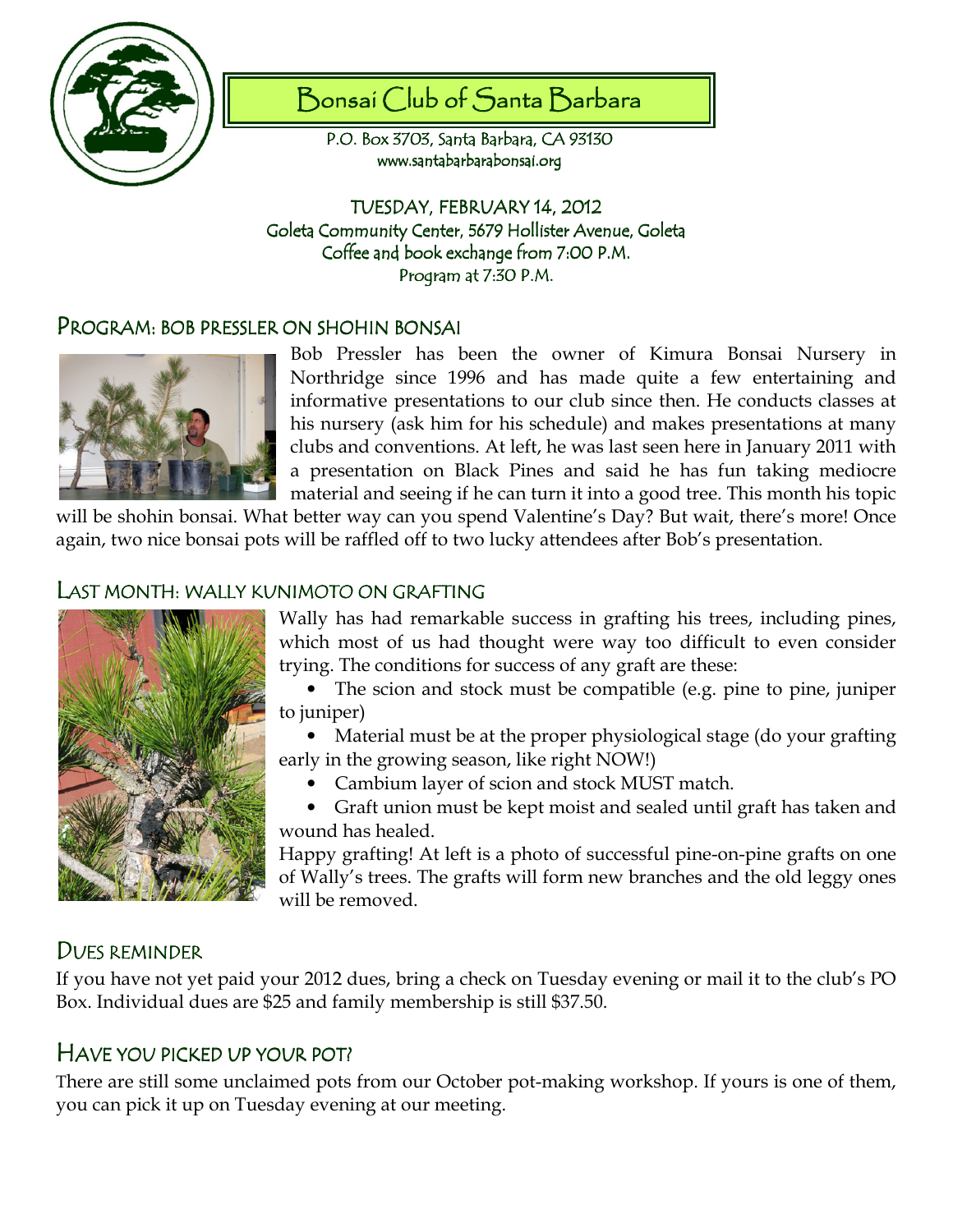# Bonsai Club of Santa Barbara

P.O. Box 3703, Santa Barbara, CA 93130
www.santabarbarabonsai.org

TUESDAY, FEBRUARY 14, 2012
Goleta Community Center, 5679 Hollister Avenue, Goleta
Coffee and book exchange from 7:00 P.M.
Program at 7:30 P.M.

## PROGRAM: BOB PRESSLER ON SHOHIN BONSAI

Bob Pressler has been the owner of Kimura Bonsai Nursery in Northridge since 1996 and has made quite a few entertaining and informative presentations to our club since then. He conducts classes at his nursery (ask him for his schedule) and makes presentations at many clubs and conventions. At left, he was last seen here in January 2011 with a presentation on Black Pines and said he has fun taking mediocre material and seeing if he can turn it into a good tree. This month his topic will be shohin bonsai. What better way can you spend Valentine's Day? But wait, there's more! Once again, two nice bonsai pots will be raffled off to two lucky attendees after Bob's presentation.

## LAST MONTH: WALLY KUNIMOTO ON GRAFTING

Wally has had remarkable success in grafting his trees, including pines, which most of us had thought were way too difficult to even consider trying. The conditions for success of any graft are these:

- The scion and stock must be compatible (e.g. pine to pine, juniper to juniper)
- Material must be at the proper physiological stage (do your grafting early in the growing season, like right NOW!)
- Cambium layer of scion and stock MUST match.
- Graft union must be kept moist and sealed until graft has taken and wound has healed.

Happy grafting! At left is a photo of successful pine-on-pine grafts on one of Wally's trees. The grafts will form new branches and the old leggy ones will be removed.

## DUES REMINDER

If you have not yet paid your 2012 dues, bring a check on Tuesday evening or mail it to the club's PO Box. Individual dues are $25 and family membership is still $37.50.

## HAVE YOU PICKED UP YOUR POT?

There are still some unclaimed pots from our October pot-making workshop. If yours is one of them, you can pick it up on Tuesday evening at our meeting.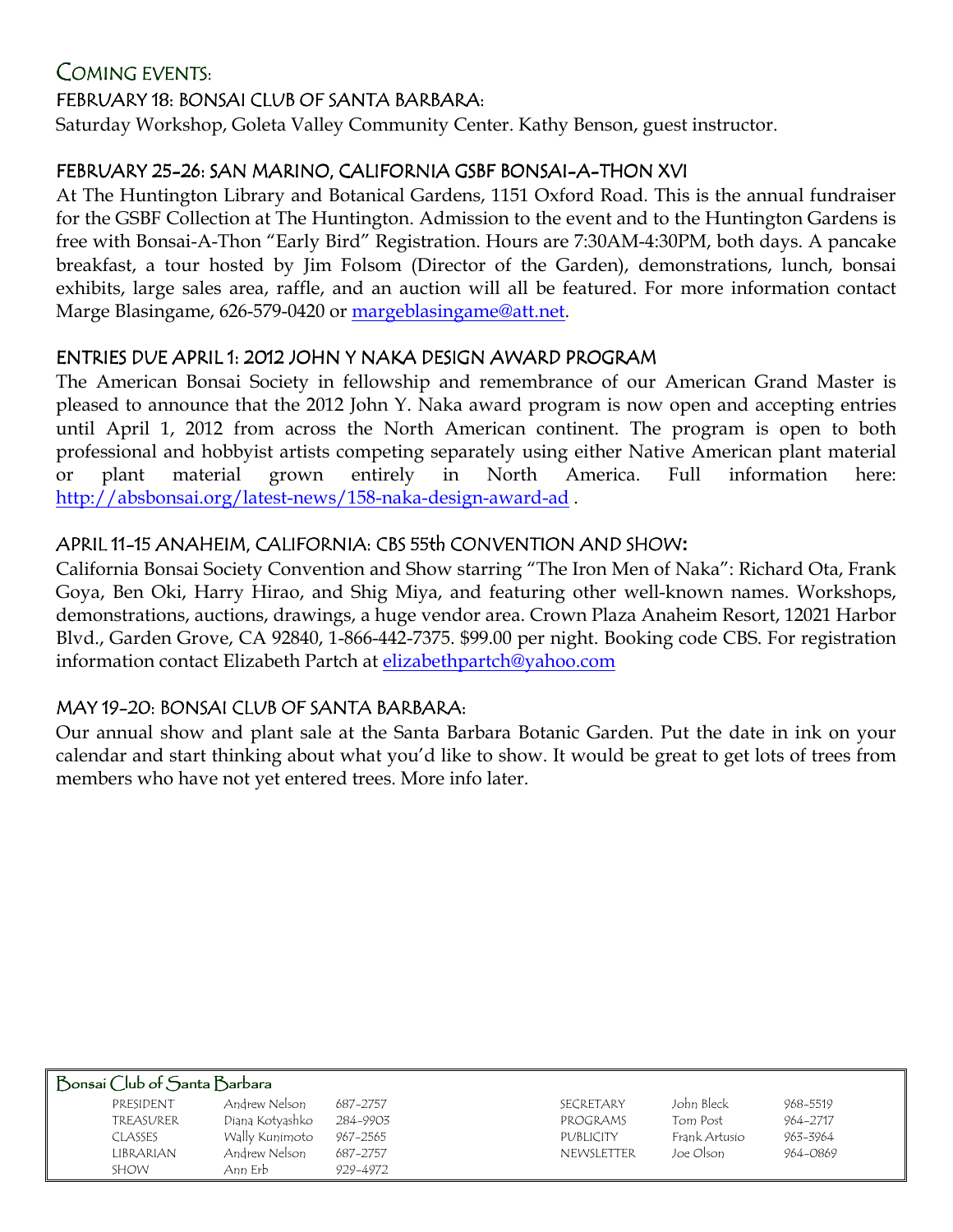## COMING EVENTS:

### FEBRUARY 18: BONSAI CLUB OF SANTA BARBARA:

Saturday Workshop, Goleta Valley Community Center. Kathy Benson, guest instructor.

### FEBRUARY 25-26: SAN MARINO, CALIFORNIA GSBF BONSAI-A-THON XVI

At The Huntington Library and Botanical Gardens, 1151 Oxford Road. This is the annual fundraiser for the GSBF Collection at The Huntington. Admission to the event and to the Huntington Gardens is free with Bonsai-A-Thon "Early Bird" Registration. Hours are 7:30AM-4:30PM, both days. A pancake breakfast, a tour hosted by Jim Folsom (Director of the Garden), demonstrations, lunch, bonsai exhibits, large sales area, raffle, and an auction will all be featured. For more information contact Marge Blasingame, 626-579-0420 or margeblasingame@att.net.

### ENTRIES DUE APRIL 1: 2012 JOHN Y NAKA DESIGN AWARD PROGRAM

The American Bonsai Society in fellowship and remembrance of our American Grand Master is pleased to announce that the 2012 John Y. Naka award program is now open and accepting entries until April 1, 2012 from across the North American continent. The program is open to both professional and hobbyist artists competing separately using either Native American plant material or plant material grown entirely in North America. Full information here: http://absbonsai.org/latest-news/158-naka-design-award-ad .

### APRIL 11-15 ANAHEIM, CALIFORNIA: CBS 55th CONVENTION AND SHOW:

California Bonsai Society Convention and Show starring "The Iron Men of Naka": Richard Ota, Frank Goya, Ben Oki, Harry Hirao, and Shig Miya, and featuring other well-known names. Workshops, demonstrations, auctions, drawings, a huge vendor area. Crown Plaza Anaheim Resort, 12021 Harbor Blvd., Garden Grove, CA 92840, 1-866-442-7375. $99.00 per night. Booking code CBS. For registration information contact Elizabeth Partch at elizabethpartch@yahoo.com

### MAY 19-20: BONSAI CLUB OF SANTA BARBARA:

Our annual show and plant sale at the Santa Barbara Botanic Garden. Put the date in ink on your calendar and start thinking about what you'd like to show. It would be great to get lots of trees from members who have not yet entered trees. More info later.

**Bonsai Club of Santa Barbara**

| | | | | | |
|---|---|---|---|---|---|
| PRESIDENT | Andrew Nelson | 687-2757 | SECRETARY | John Bleck | 968-5519 |
| TREASURER | Diana Kotyashko | 284-9903 | PROGRAMS | Tom Post | 964-2717 |
| CLASSES | Wally Kunimoto | 967-2565 | PUBLICITY | Frank Artusio | 963-3964 |
| LIBRARIAN | Andrew Nelson | 687-2757 | NEWSLETTER | Joe Olson | 964-0869 |
| SHOW | Ann Erb | 929-4972 | | | |